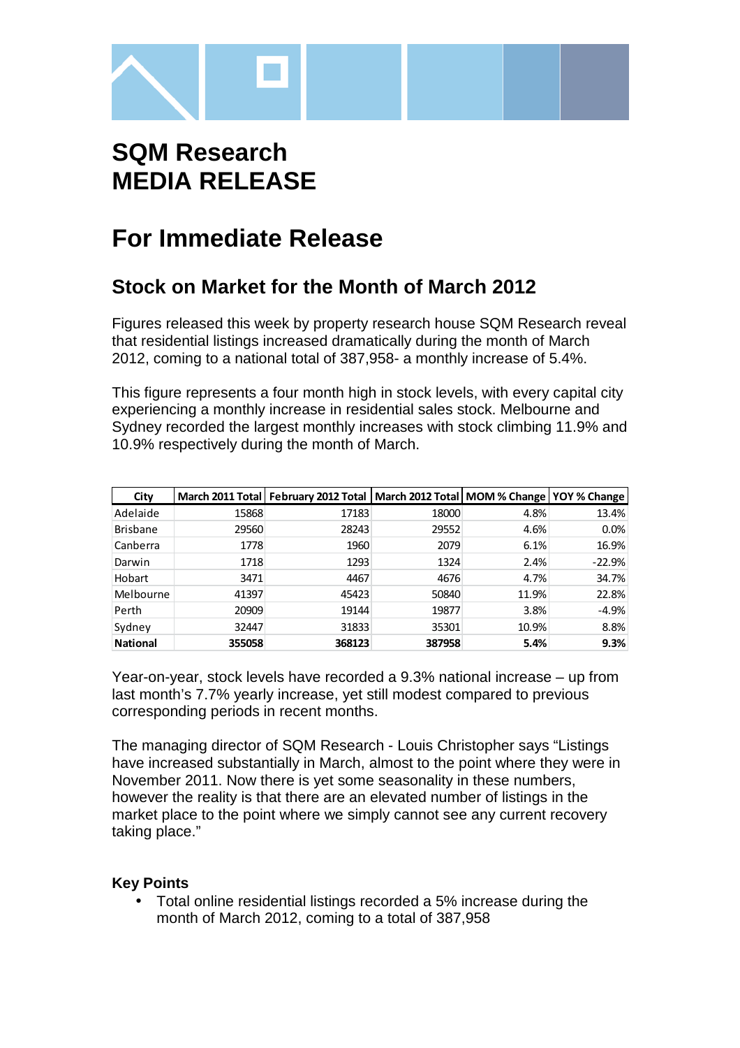# SQM Research MEDIA RELEASE

# For Immediate Release

## Stock on Market for the Month of March 2012

Figures released this week by property research house SQM Research reveal that residential listings increased dramatically during the month of March 2012, coming to a national total of 387,958- a monthly increase of 5.4%.

This figure represents a four month high in stock levels, with every capital city experiencing a monthly increase in residential sales stock. Melbourne and Sydney recorded the largest monthly increases with stock climbing 11.9% and 10.9% respectively during the month of March.

| City | March 2011 Total | February 2012 Total | March 2012 Total | MOM % Change | YOY % Change |
|---|---|---|---|---|---|
| Adelaide | 15868 | 17183 | 18000 | 4.8% | 13.4% |
| Brisbane | 29560 | 28243 | 29552 | 4.6% | 0.0% |
| Canberra | 1778 | 1960 | 2079 | 6.1% | 16.9% |
| Darwin | 1718 | 1293 | 1324 | 2.4% | -22.9% |
| Hobart | 3471 | 4467 | 4676 | 4.7% | 34.7% |
| Melbourne | 41397 | 45423 | 50840 | 11.9% | 22.8% |
| Perth | 20909 | 19144 | 19877 | 3.8% | -4.9% |
| Sydney | 32447 | 31833 | 35301 | 10.9% | 8.8% |
| **National** | **355058** | **368123** | **387958** | **5.4%** | **9.3%** |

Year-on-year, stock levels have recorded a 9.3% national increase – up from last month's 7.7% yearly increase, yet still modest compared to previous corresponding periods in recent months.

The managing director of SQM Research - Louis Christopher says "Listings have increased substantially in March, almost to the point where they were in November 2011. Now there is yet some seasonality in these numbers, however the reality is that there are an elevated number of listings in the market place to the point where we simply cannot see any current recovery taking place."

### Key Points

- Total online residential listings recorded a 5% increase during the month of March 2012, coming to a total of 387,958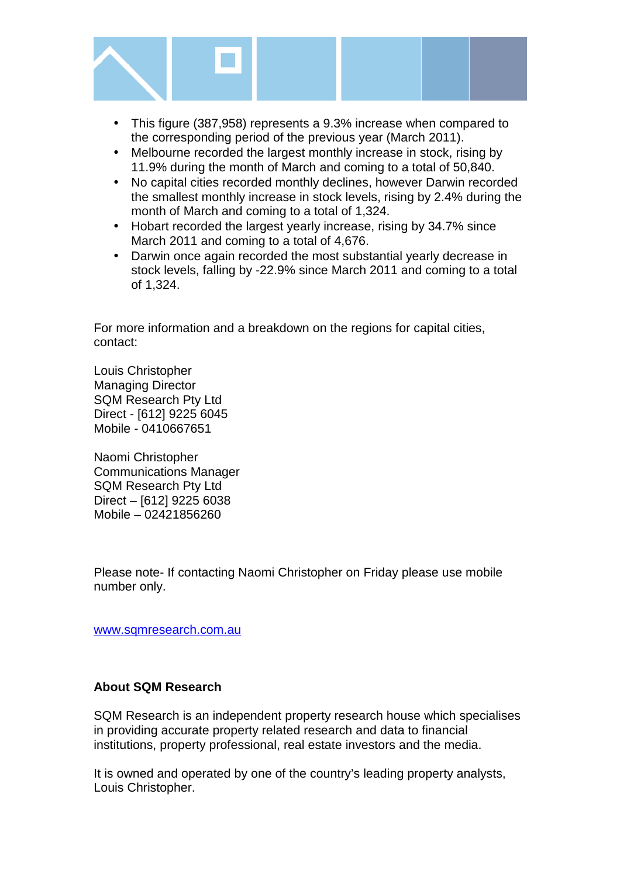- This figure (387,958) represents a 9.3% increase when compared to the corresponding period of the previous year (March 2011).
- Melbourne recorded the largest monthly increase in stock, rising by 11.9% during the month of March and coming to a total of 50,840.
- No capital cities recorded monthly declines, however Darwin recorded the smallest monthly increase in stock levels, rising by 2.4% during the month of March and coming to a total of 1,324.
- Hobart recorded the largest yearly increase, rising by 34.7% since March 2011 and coming to a total of 4,676.
- Darwin once again recorded the most substantial yearly decrease in stock levels, falling by -22.9% since March 2011 and coming to a total of 1,324.

For more information and a breakdown on the regions for capital cities, contact:

Louis Christopher
Managing Director
SQM Research Pty Ltd
Direct - [612] 9225 6045
Mobile - 0410667651

Naomi Christopher
Communications Manager
SQM Research Pty Ltd
Direct – [612] 9225 6038
Mobile – 02421856260

Please note- If contacting Naomi Christopher on Friday please use mobile number only.

www.sqmresearch.com.au

**About SQM Research**

SQM Research is an independent property research house which specialises in providing accurate property related research and data to financial institutions, property professional, real estate investors and the media.

It is owned and operated by one of the country's leading property analysts, Louis Christopher.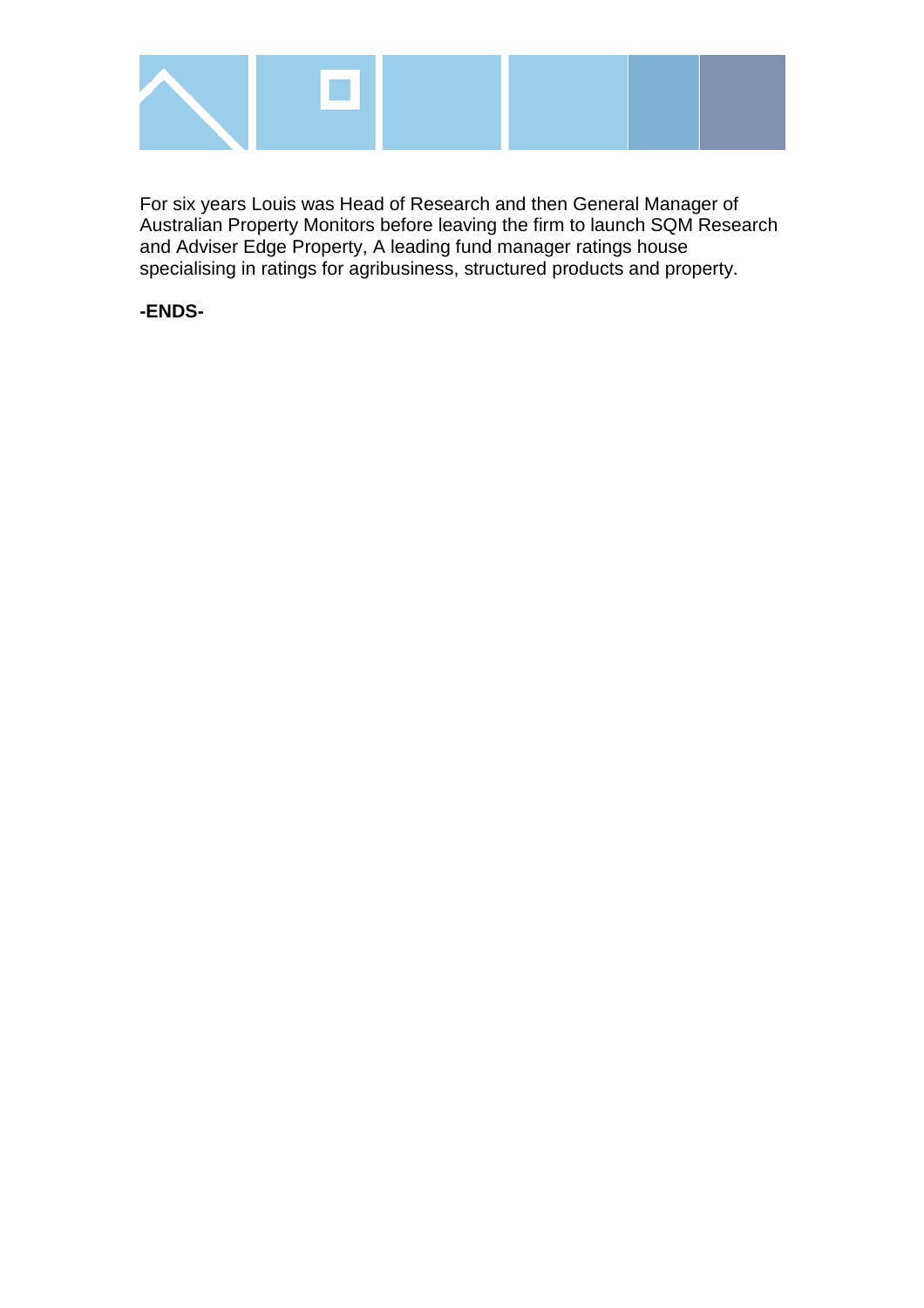For six years Louis was Head of Research and then General Manager of Australian Property Monitors before leaving the firm to launch SQM Research and Adviser Edge Property, A leading fund manager ratings house specialising in ratings for agribusiness, structured products and property.

**-ENDS-**